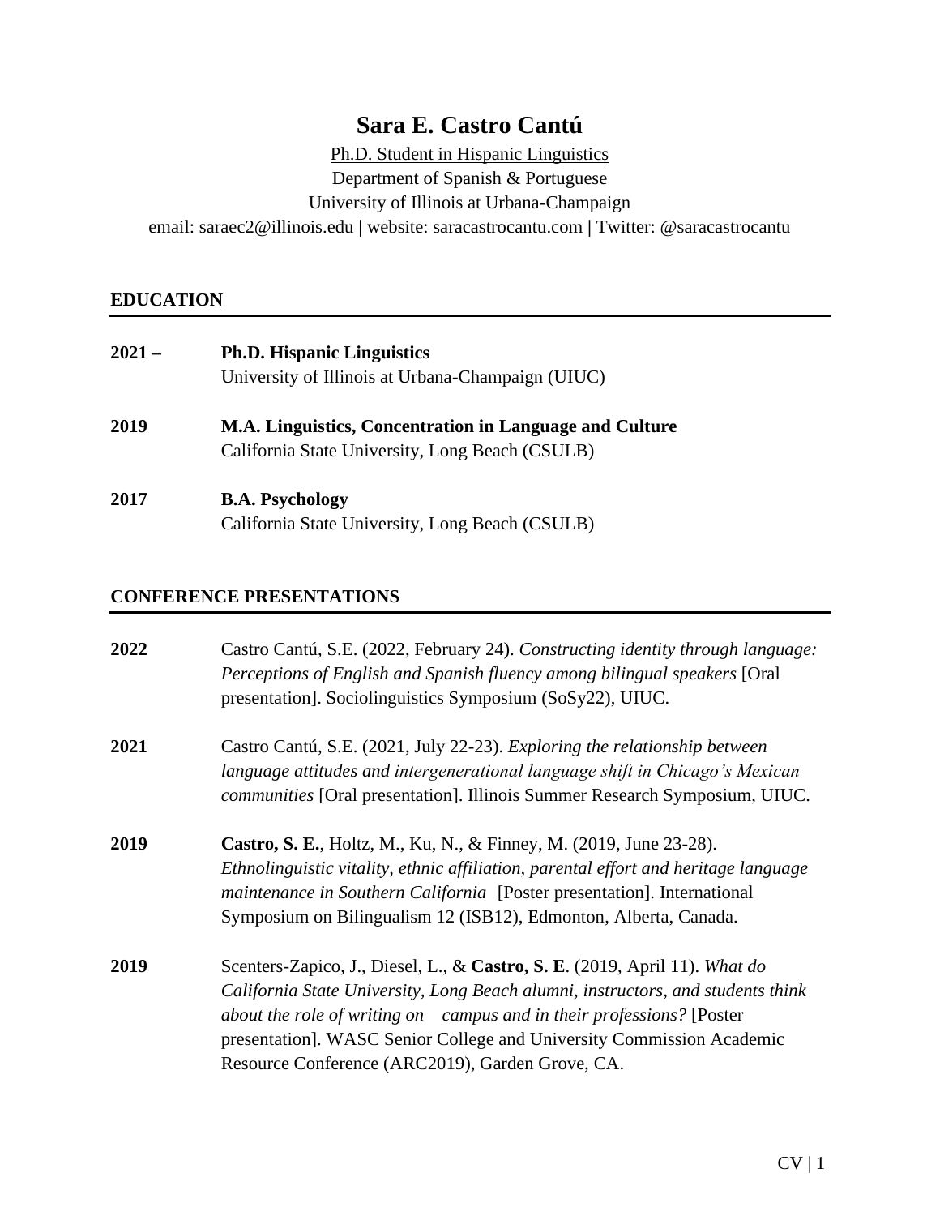# Sara E. Castro Cantú

Ph.D. Student in Hispanic Linguistics
Department of Spanish & Portuguese
University of Illinois at Urbana-Champaign
email: saraec2@illinois.edu | website: saracastrocantu.com | Twitter: @saracastrocantu

## EDUCATION

**2021 –** **Ph.D. Hispanic Linguistics**
University of Illinois at Urbana-Champaign (UIUC)

**2019** **M.A. Linguistics, Concentration in Language and Culture**
California State University, Long Beach (CSULB)

**2017** **B.A. Psychology**
California State University, Long Beach (CSULB)

## CONFERENCE PRESENTATIONS

**2022** Castro Cantú, S.E. (2022, February 24). *Constructing identity through language: Perceptions of English and Spanish fluency among bilingual speakers* [Oral presentation]. Sociolinguistics Symposium (SoSy22), UIUC.

**2021** Castro Cantú, S.E. (2021, July 22-23). *Exploring the relationship between language attitudes and intergenerational language shift in Chicago's Mexican communities* [Oral presentation]. Illinois Summer Research Symposium, UIUC.

**2019** **Castro, S. E.**, Holtz, M., Ku, N., & Finney, M. (2019, June 23-28). *Ethnolinguistic vitality, ethnic affiliation, parental effort and heritage language maintenance in Southern California* [Poster presentation]. International Symposium on Bilingualism 12 (ISB12), Edmonton, Alberta, Canada.

**2019** Scenters-Zapico, J., Diesel, L., & **Castro, S. E**. (2019, April 11). *What do California State University, Long Beach alumni, instructors, and students think about the role of writing on campus and in their professions?* [Poster presentation]. WASC Senior College and University Commission Academic Resource Conference (ARC2019), Garden Grove, CA.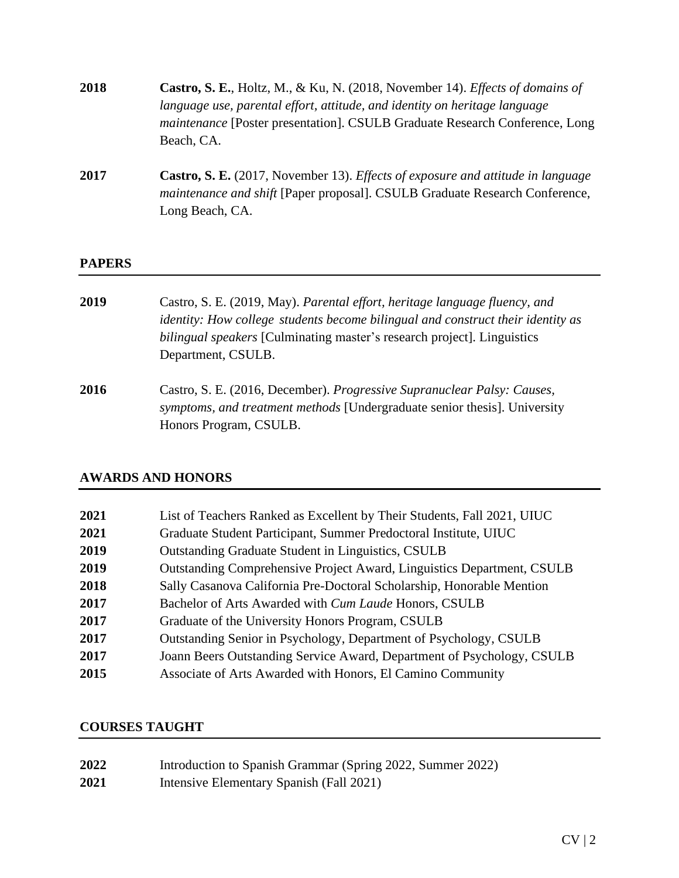**2018** **Castro, S. E.**, Holtz, M., & Ku, N. (2018, November 14). *Effects of domains of language use, parental effort, attitude, and identity on heritage language maintenance* [Poster presentation]. CSULB Graduate Research Conference, Long Beach, CA.

**2017** **Castro, S. E.** (2017, November 13). *Effects of exposure and attitude in language maintenance and shift* [Paper proposal]. CSULB Graduate Research Conference, Long Beach, CA.

## PAPERS

**2019** Castro, S. E. (2019, May). *Parental effort, heritage language fluency, and identity: How college students become bilingual and construct their identity as bilingual speakers* [Culminating master's research project]. Linguistics Department, CSULB.

**2016** Castro, S. E. (2016, December). *Progressive Supranuclear Palsy: Causes, symptoms, and treatment methods* [Undergraduate senior thesis]. University Honors Program, CSULB.

## AWARDS AND HONORS

**2021** List of Teachers Ranked as Excellent by Their Students, Fall 2021, UIUC
**2021** Graduate Student Participant, Summer Predoctoral Institute, UIUC
**2019** Outstanding Graduate Student in Linguistics, CSULB
**2019** Outstanding Comprehensive Project Award, Linguistics Department, CSULB
**2018** Sally Casanova California Pre-Doctoral Scholarship, Honorable Mention
**2017** Bachelor of Arts Awarded with *Cum Laude* Honors, CSULB
**2017** Graduate of the University Honors Program, CSULB
**2017** Outstanding Senior in Psychology, Department of Psychology, CSULB
**2017** Joann Beers Outstanding Service Award, Department of Psychology, CSULB
**2015** Associate of Arts Awarded with Honors, El Camino Community

## COURSES TAUGHT

**2022** Introduction to Spanish Grammar (Spring 2022, Summer 2022)
**2021** Intensive Elementary Spanish (Fall 2021)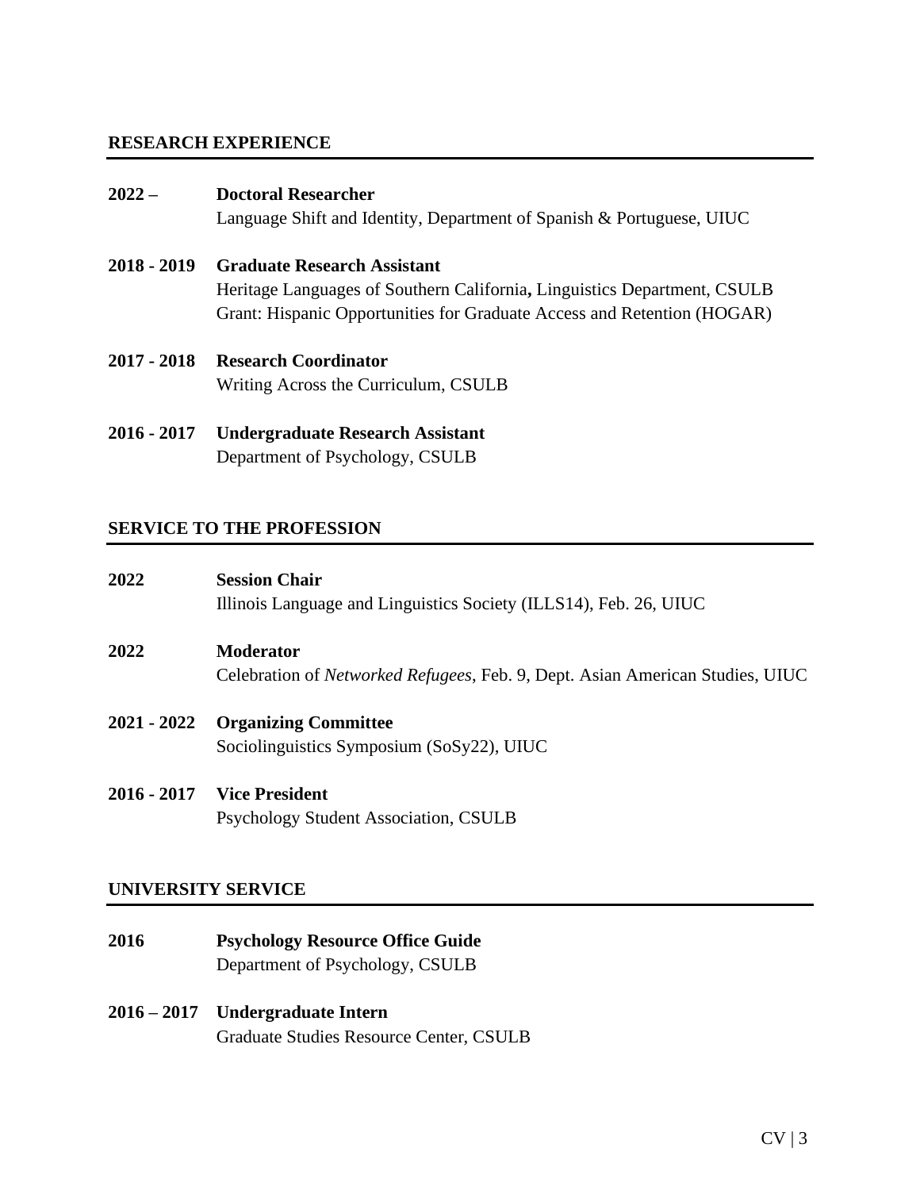## RESEARCH EXPERIENCE

**2022 –** **Doctoral Researcher**
Language Shift and Identity, Department of Spanish & Portuguese, UIUC

**2018 - 2019** **Graduate Research Assistant**
Heritage Languages of Southern California**,** Linguistics Department, CSULB
Grant: Hispanic Opportunities for Graduate Access and Retention (HOGAR)

**2017 - 2018** **Research Coordinator**
Writing Across the Curriculum, CSULB

**2016 - 2017** **Undergraduate Research Assistant**
Department of Psychology, CSULB

## SERVICE TO THE PROFESSION

**2022** **Session Chair**
Illinois Language and Linguistics Society (ILLS14), Feb. 26, UIUC

**2022** **Moderator**
Celebration of *Networked Refugees*, Feb. 9, Dept. Asian American Studies, UIUC

**2021 - 2022** **Organizing Committee**
Sociolinguistics Symposium (SoSy22), UIUC

**2016 - 2017** **Vice President**
Psychology Student Association, CSULB

## UNIVERSITY SERVICE

**2016** **Psychology Resource Office Guide**
Department of Psychology, CSULB

**2016 – 2017** **Undergraduate Intern**
Graduate Studies Resource Center, CSULB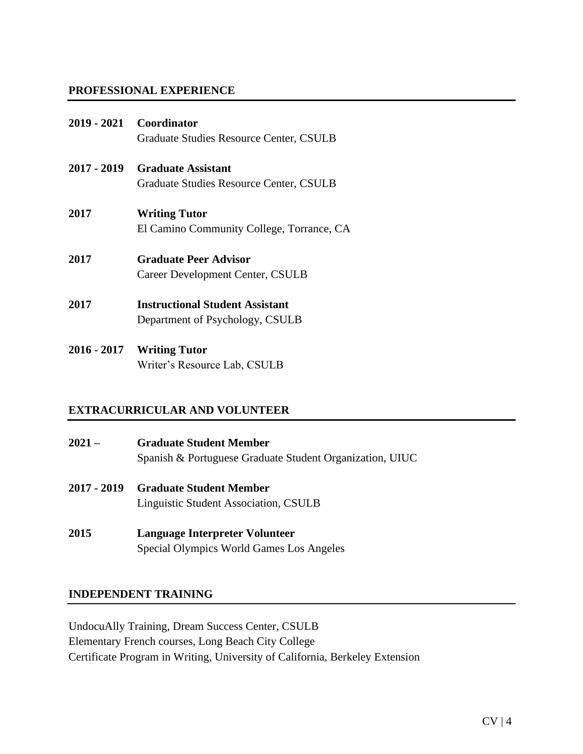## PROFESSIONAL EXPERIENCE

**2019 - 2021** **Coordinator**
Graduate Studies Resource Center, CSULB

**2017 - 2019** **Graduate Assistant**
Graduate Studies Resource Center, CSULB

**2017** **Writing Tutor**
El Camino Community College, Torrance, CA

**2017** **Graduate Peer Advisor**
Career Development Center, CSULB

**2017** **Instructional Student Assistant**
Department of Psychology, CSULB

**2016 - 2017** **Writing Tutor**
Writer's Resource Lab, CSULB

## EXTRACURRICULAR AND VOLUNTEER

**2021 –** **Graduate Student Member**
Spanish & Portuguese Graduate Student Organization, UIUC

**2017 - 2019** **Graduate Student Member**
Linguistic Student Association, CSULB

**2015** **Language Interpreter Volunteer**
Special Olympics World Games Los Angeles

## INDEPENDENT TRAINING

UndocuAlly Training, Dream Success Center, CSULB
Elementary French courses, Long Beach City College
Certificate Program in Writing, University of California, Berkeley Extension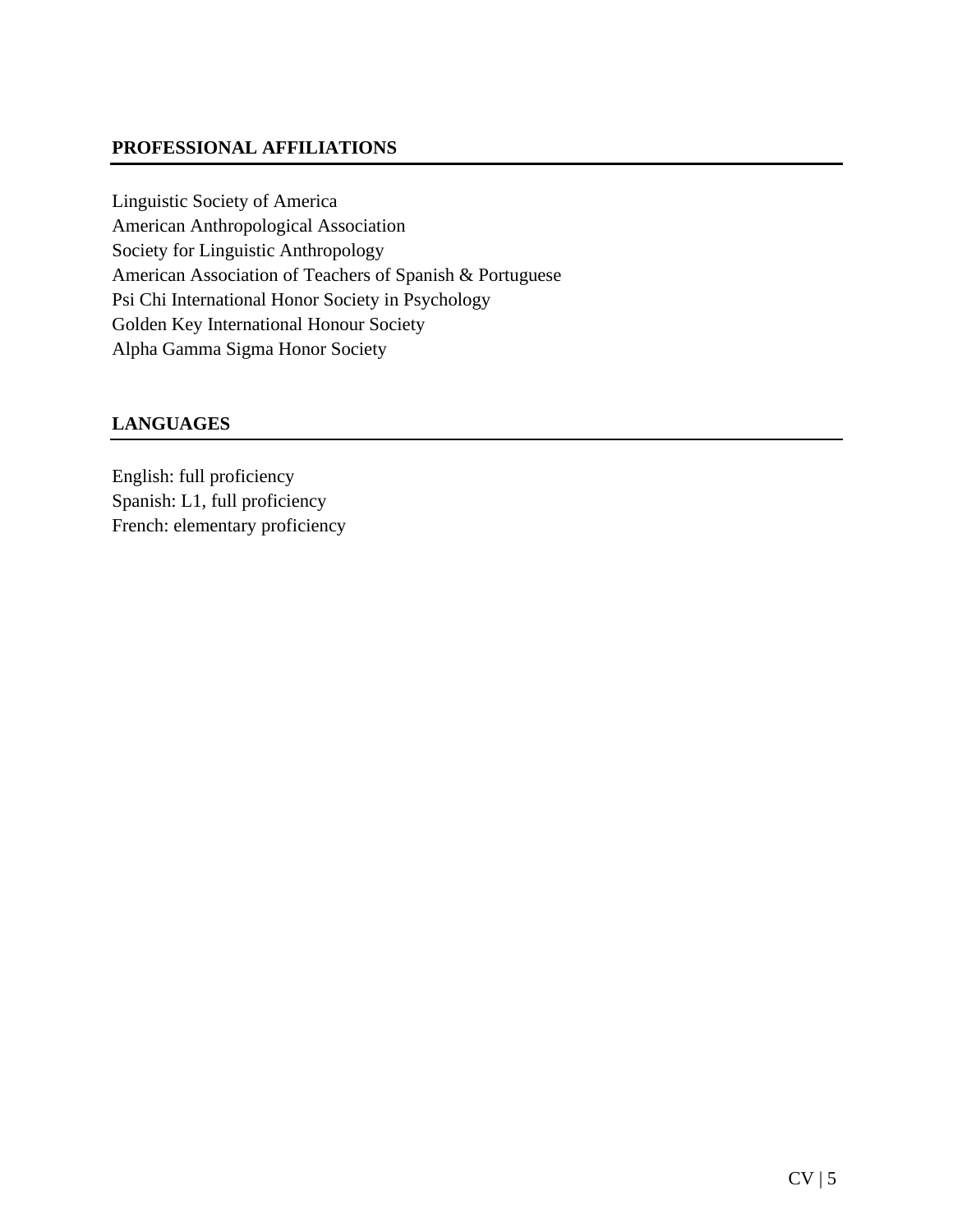## PROFESSIONAL AFFILIATIONS

Linguistic Society of America
American Anthropological Association
Society for Linguistic Anthropology
American Association of Teachers of Spanish & Portuguese
Psi Chi International Honor Society in Psychology
Golden Key International Honour Society
Alpha Gamma Sigma Honor Society

## LANGUAGES

English: full proficiency
Spanish: L1, full proficiency
French: elementary proficiency